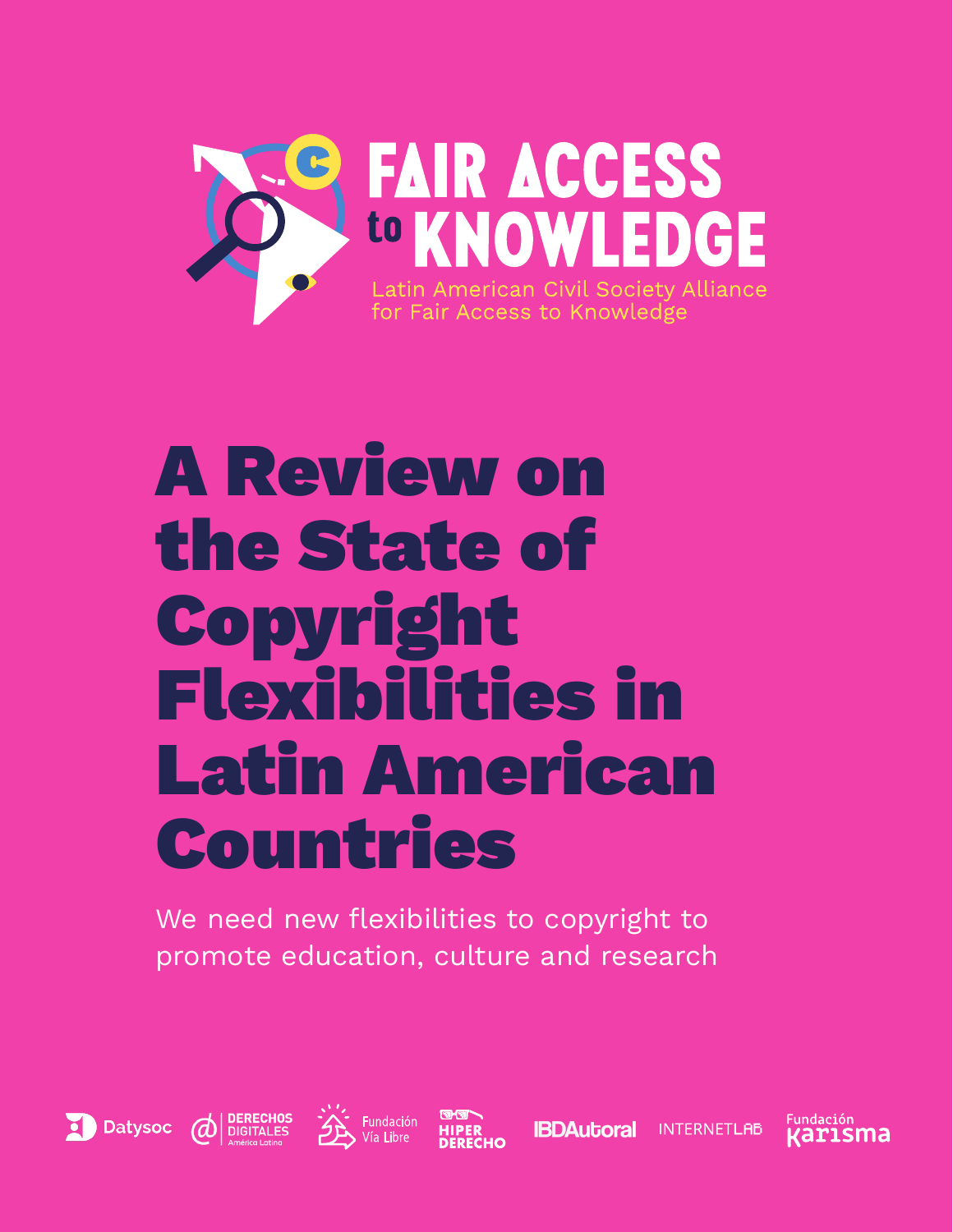FAIR ACCESS to KNOWLEDGE

Latin American Civil Society Alliance for Fair Access to Knowledge

# A Review on the State of Copyright Flexibilities in Latin American Countries

We need new flexibilities to copyright to promote education, culture and research

Datysoc | Derechos Digitales América Latina | Fundación Vía Libre | Hiper Derecho | IBDAutoral | InternetLab | Fundación Karisma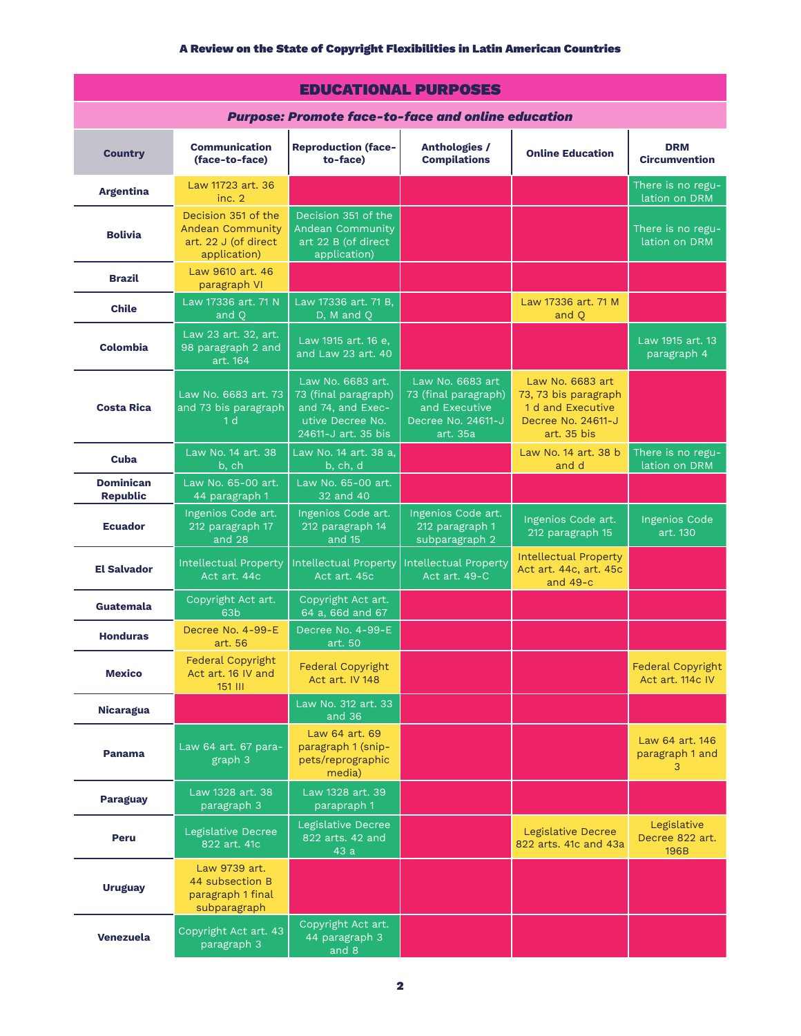## EDUCATIONAL PURPOSES

***Purpose: Promote face-to-face and online education***

| Country | Communication (face-to-face) | Reproduction (face-to-face) | Anthologies / Compilations | Online Education | DRM Circumvention |
|---|---|---|---|---|---|
| **Argentina** | Law 11723 art. 36 inc. 2 | | | | There is no regulation on DRM |
| **Bolivia** | Decision 351 of the Andean Community art. 22 J (of direct application) | Decision 351 of the Andean Community art 22 B (of direct application) | | | There is no regulation on DRM |
| **Brazil** | Law 9610 art. 46 paragraph VI | | | | |
| **Chile** | Law 17336 art. 71 N and Q | Law 17336 art. 71 B, D, M and Q | | Law 17336 art. 71 M and Q | |
| **Colombia** | Law 23 art. 32, art. 98 paragraph 2 and art. 164 | Law 1915 art. 16 e, and Law 23 art. 40 | | | Law 1915 art. 13 paragraph 4 |
| **Costa Rica** | Law No. 6683 art. 73 and 73 bis paragraph 1 d | Law No. 6683 art. 73 (final paragraph) and 74, and Executive Decree No. 24611-J art. 35 bis | Law No. 6683 art 73 (final paragraph) and Executive Decree No. 24611-J art. 35a | Law No. 6683 art 73, 73 bis paragraph 1 d and Executive Decree No. 24611-J art. 35 bis | |
| **Cuba** | Law No. 14 art. 38 b, ch | Law No. 14 art. 38 a, b, ch, d | | Law No. 14 art. 38 b and d | There is no regulation on DRM |
| **Dominican Republic** | Law No. 65-00 art. 44 paragraph 1 | Law No. 65-00 art. 32 and 40 | | | |
| **Ecuador** | Ingenios Code art. 212 paragraph 17 and 28 | Ingenios Code art. 212 paragraph 14 and 15 | Ingenios Code art. 212 paragraph 1 subparagraph 2 | Ingenios Code art. 212 paragraph 15 | Ingenios Code art. 130 |
| **El Salvador** | Intellectual Property Act art. 44c | Intellectual Property Act art. 45c | Intellectual Property Act art. 49-C | Intellectual Property Act art. 44c, art. 45c and 49-c | |
| **Guatemala** | Copyright Act art. 63b | Copyright Act art. 64 a, 66d and 67 | | | |
| **Honduras** | Decree No. 4-99-E art. 56 | Decree No. 4-99-E art. 50 | | | |
| **Mexico** | Federal Copyright Act art. 16 IV and 151 III | Federal Copyright Act art. IV 148 | | | Federal Copyright Act art. 114c IV |
| **Nicaragua** | | Law No. 312 art. 33 and 36 | | | |
| **Panama** | Law 64 art. 67 paragraph 3 | Law 64 art. 69 paragraph 1 (snippets/reprographic media) | | | Law 64 art. 146 paragraph 1 and 3 |
| **Paraguay** | Law 1328 art. 38 paragraph 3 | Law 1328 art. 39 parapraph 1 | | | |
| **Peru** | Legislative Decree 822 art. 41c | Legislative Decree 822 arts. 42 and 43 a | | Legislative Decree 822 arts. 41c and 43a | Legislative Decree 822 art. 196B |
| **Uruguay** | Law 9739 art. 44 subsection B paragraph 1 final subparagraph | | | | |
| **Venezuela** | Copyright Act art. 43 paragraph 3 | Copyright Act art. 44 paragraph 3 and 8 | | | |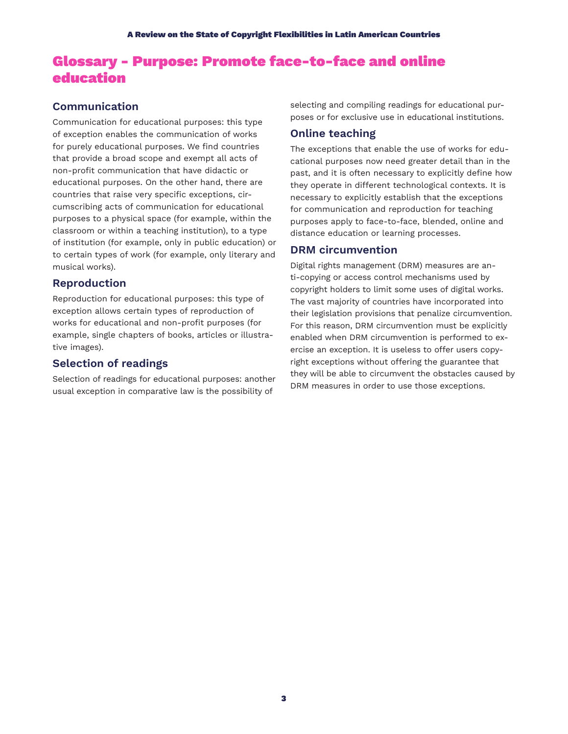# Glossary - Purpose: Promote face-to-face and online education

## Communication

Communication for educational purposes: this type of exception enables the communication of works for purely educational purposes. We find countries that provide a broad scope and exempt all acts of non-profit communication that have didactic or educational purposes. On the other hand, there are countries that raise very specific exceptions, circumscribing acts of communication for educational purposes to a physical space (for example, within the classroom or within a teaching institution), to a type of institution (for example, only in public education) or to certain types of work (for example, only literary and musical works).

## Reproduction

Reproduction for educational purposes: this type of exception allows certain types of reproduction of works for educational and non-profit purposes (for example, single chapters of books, articles or illustrative images).

## Selection of readings

Selection of readings for educational purposes: another usual exception in comparative law is the possibility of selecting and compiling readings for educational purposes or for exclusive use in educational institutions.

## Online teaching

The exceptions that enable the use of works for educational purposes now need greater detail than in the past, and it is often necessary to explicitly define how they operate in different technological contexts. It is necessary to explicitly establish that the exceptions for communication and reproduction for teaching purposes apply to face-to-face, blended, online and distance education or learning processes.

## DRM circumvention

Digital rights management (DRM) measures are anti-copying or access control mechanisms used by copyright holders to limit some uses of digital works. The vast majority of countries have incorporated into their legislation provisions that penalize circumvention. For this reason, DRM circumvention must be explicitly enabled when DRM circumvention is performed to exercise an exception. It is useless to offer users copyright exceptions without offering the guarantee that they will be able to circumvent the obstacles caused by DRM measures in order to use those exceptions.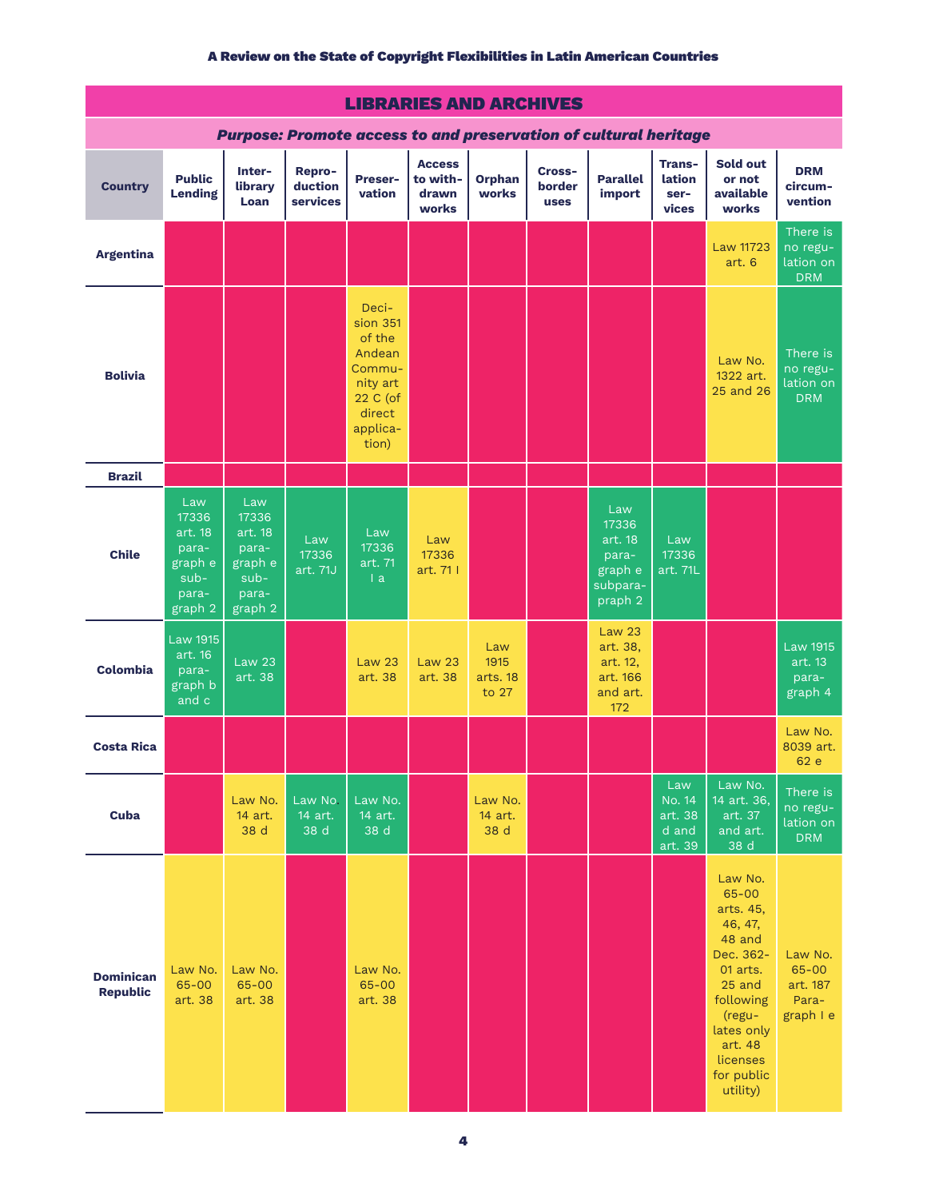## LIBRARIES AND ARCHIVES

***Purpose: Promote access to and preservation of cultural heritage***

| Country | Public Lending | Inter-library Loan | Repro-duction services | Preser-vation | Access to with-drawn works | Orphan works | Cross-border uses | Parallel import | Trans-lation ser-vices | Sold out or not available works | DRM circum-vention |
|---|---|---|---|---|---|---|---|---|---|---|---|
| **Argentina** | | | | | | | | | | Law 11723 art. 6 | There is no regulation on DRM |
| **Bolivia** | | | | Decision 351 of the Andean Community art 22 C (of direct application) | | | | | | Law No. 1322 art. 25 and 26 | There is no regulation on DRM |
| **Brazil** | | | | | | | | | | | |
| **Chile** | Law 17336 art. 18 paragraph e sub-paragraph 2 | Law 17336 art. 18 paragraph e sub-paragraph 2 | Law 17336 art. 71J | Law 17336 art. 71 I a | Law 17336 art. 71 I | | | Law 17336 art. 18 paragraph e subparagraph 2 | Law 17336 art. 71L | | |
| **Colombia** | Law 1915 art. 16 paragraph b and c | Law 23 art. 38 | | Law 23 art. 38 | Law 23 art. 38 | Law 1915 arts. 18 to 27 | | Law 23 art. 38, art. 12, art. 166 and art. 172 | | | Law 1915 art. 13 paragraph 4 |
| **Costa Rica** | | | | | | | | | | | Law No. 8039 art. 62 e |
| **Cuba** | | Law No. 14 art. 38 d | Law No. 14 art. 38 d | Law No. 14 art. 38 d | | Law No. 14 art. 38 d | | | Law No. 14 art. 38 d and art. 39 | Law No. 14 art. 36, art. 37 and art. 38 d | There is no regulation on DRM |
| **Dominican Republic** | Law No. 65-00 art. 38 | Law No. 65-00 art. 38 | | Law No. 65-00 art. 38 | | | | | | Law No. 65-00 arts. 45, 46, 47, 48 and Dec. 362-01 arts. 25 and following (regulates only art. 48 licenses for public utility) | Law No. 65-00 art. 187 Paragraph I e |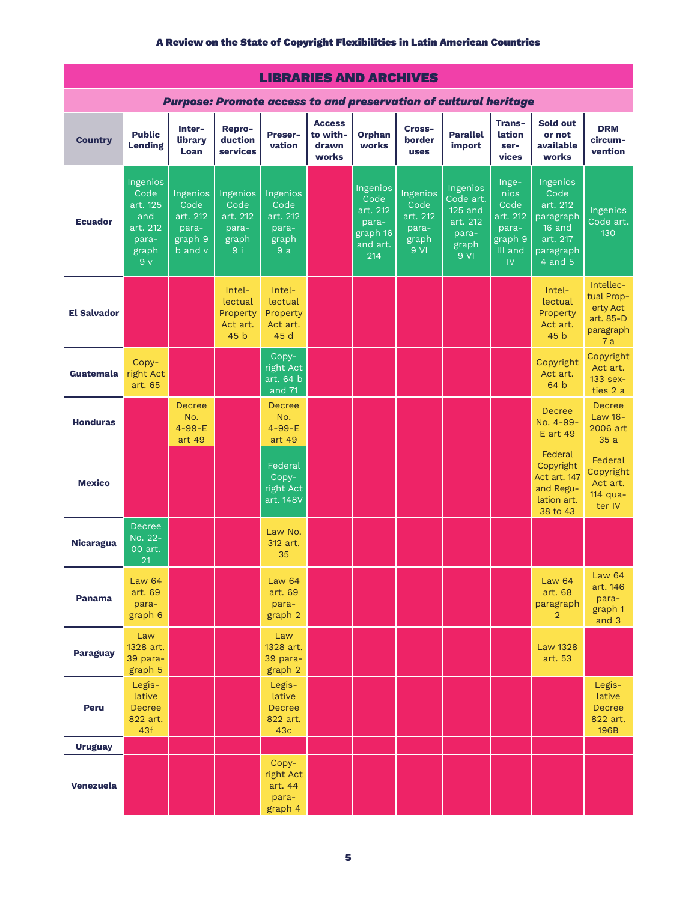## LIBRARIES AND ARCHIVES

***Purpose: Promote access to and preservation of cultural heritage***

| Country | Public Lending | Inter-library Loan | Reproduction services | Preservation | Access to withdrawn works | Orphan works | Cross-border uses | Parallel import | Translation services | Sold out or not available works | DRM circumvention |
|---|---|---|---|---|---|---|---|---|---|---|---|
| **Ecuador** | Ingenios Code art. 125 and art. 212 paragraph 9 v | Ingenios Code art. 212 paragraph 9 b and v | Ingenios Code art. 212 paragraph 9 i | Ingenios Code art. 212 paragraph 9 a | | Ingenios Code art. 212 paragraph 16 and art. 214 | Ingenios Code art. 212 paragraph 9 VI | Ingenios Code art. 125 and art. 212 paragraph 9 VI | Ingenios Code art. 212 paragraph 9 III and IV | Ingenios Code art. 212 paragraph 16 and art. 217 paragraph 4 and 5 | Ingenios Code art. 130 |
| **El Salvador** | | | Intellectual Property Act art. 45 b | Intellectual Property Act art. 45 d | | | | | | Intellectual Property Act art. 45 b | Intellectual Property Act art. 85-D paragraph 7 a |
| **Guatemala** | Copyright Act art. 65 | | | Copyright Act art. 64 b and 71 | | | | | | Copyright Act art. 64 b | Copyright Act art. 133 sexties 2 a |
| **Honduras** | | Decree No. 4-99-E art 49 | | Decree No. 4-99-E art 49 | | | | | | Decree No. 4-99-E art 49 | Decree Law 16-2006 art 35 a |
| **Mexico** | | | | Federal Copyright Act art. 148V | | | | | | Federal Copyright Act art. 147 and Regulation art. 38 to 43 | Federal Copyright Act art. 114 quater IV |
| **Nicaragua** | Decree No. 22-00 art. 21 | | | Law No. 312 art. 35 | | | | | | | |
| **Panama** | Law 64 art. 69 paragraph 6 | | | Law 64 art. 69 paragraph 2 | | | | | | Law 64 art. 68 paragraph 2 | Law 64 art. 146 paragraph 1 and 3 |
| **Paraguay** | Law 1328 art. 39 paragraph 5 | | | Law 1328 art. 39 paragraph 2 | | | | | | Law 1328 art. 53 | |
| **Peru** | Legislative Decree 822 art. 43f | | | Legislative Decree 822 art. 43c | | | | | | | Legislative Decree 822 art. 196B |
| **Uruguay** | | | | | | | | | | | |
| **Venezuela** | | | | Copyright Act art. 44 paragraph 4 | | | | | | | |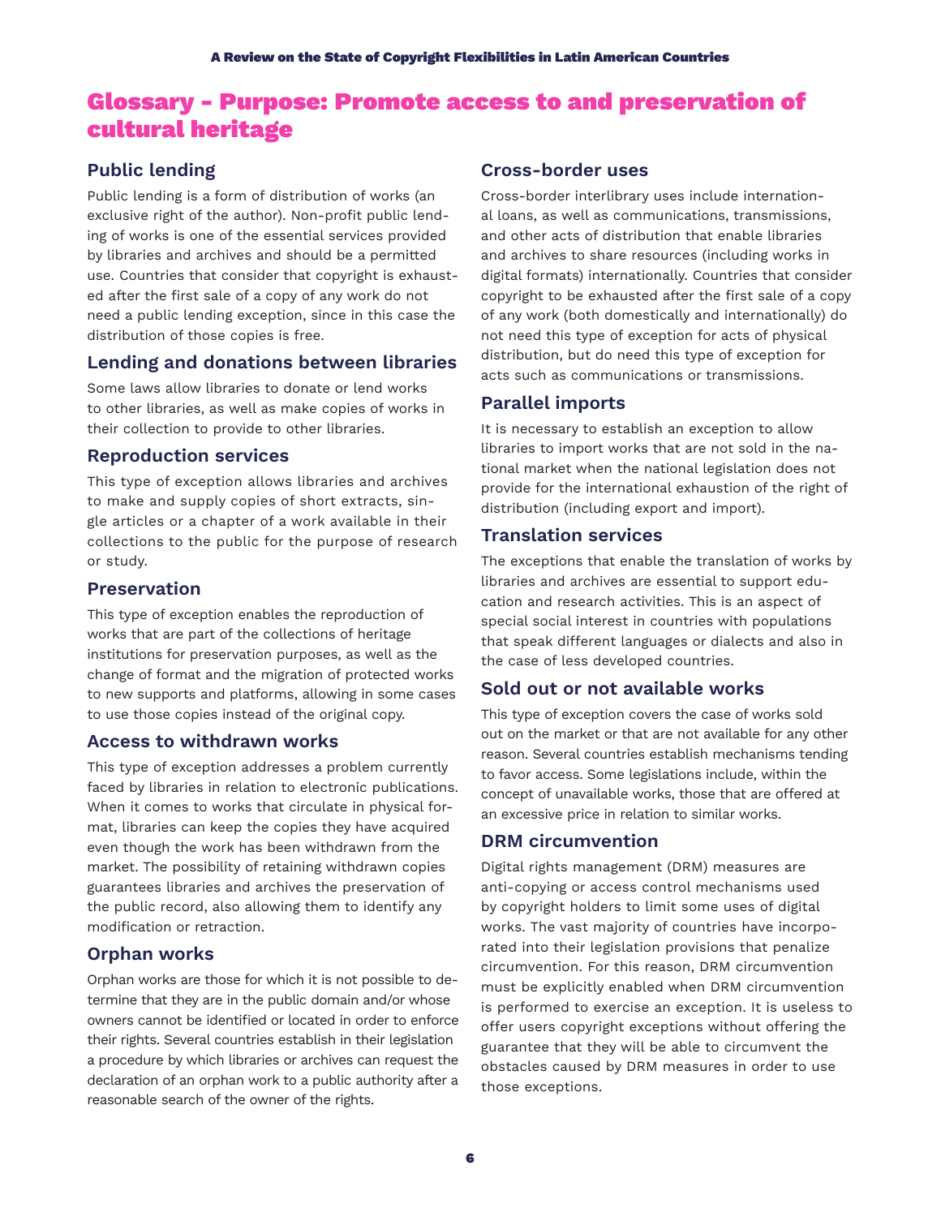# Glossary - Purpose: Promote access to and preservation of cultural heritage

## Public lending

Public lending is a form of distribution of works (an exclusive right of the author). Non-profit public lending of works is one of the essential services provided by libraries and archives and should be a permitted use. Countries that consider that copyright is exhausted after the first sale of a copy of any work do not need a public lending exception, since in this case the distribution of those copies is free.

## Lending and donations between libraries

Some laws allow libraries to donate or lend works to other libraries, as well as make copies of works in their collection to provide to other libraries.

## Reproduction services

This type of exception allows libraries and archives to make and supply copies of short extracts, single articles or a chapter of a work available in their collections to the public for the purpose of research or study.

## Preservation

This type of exception enables the reproduction of works that are part of the collections of heritage institutions for preservation purposes, as well as the change of format and the migration of protected works to new supports and platforms, allowing in some cases to use those copies instead of the original copy.

## Access to withdrawn works

This type of exception addresses a problem currently faced by libraries in relation to electronic publications. When it comes to works that circulate in physical format, libraries can keep the copies they have acquired even though the work has been withdrawn from the market. The possibility of retaining withdrawn copies guarantees libraries and archives the preservation of the public record, also allowing them to identify any modification or retraction.

## Orphan works

Orphan works are those for which it is not possible to determine that they are in the public domain and/or whose owners cannot be identified or located in order to enforce their rights. Several countries establish in their legislation a procedure by which libraries or archives can request the declaration of an orphan work to a public authority after a reasonable search of the owner of the rights.

## Cross-border uses

Cross-border interlibrary uses include international loans, as well as communications, transmissions, and other acts of distribution that enable libraries and archives to share resources (including works in digital formats) internationally. Countries that consider copyright to be exhausted after the first sale of a copy of any work (both domestically and internationally) do not need this type of exception for acts of physical distribution, but do need this type of exception for acts such as communications or transmissions.

## Parallel imports

It is necessary to establish an exception to allow libraries to import works that are not sold in the national market when the national legislation does not provide for the international exhaustion of the right of distribution (including export and import).

## Translation services

The exceptions that enable the translation of works by libraries and archives are essential to support education and research activities. This is an aspect of special social interest in countries with populations that speak different languages or dialects and also in the case of less developed countries.

## Sold out or not available works

This type of exception covers the case of works sold out on the market or that are not available for any other reason. Several countries establish mechanisms tending to favor access. Some legislations include, within the concept of unavailable works, those that are offered at an excessive price in relation to similar works.

## DRM circumvention

Digital rights management (DRM) measures are anti-copying or access control mechanisms used by copyright holders to limit some uses of digital works. The vast majority of countries have incorporated into their legislation provisions that penalize circumvention. For this reason, DRM circumvention must be explicitly enabled when DRM circumvention is performed to exercise an exception. It is useless to offer users copyright exceptions without offering the guarantee that they will be able to circumvent the obstacles caused by DRM measures in order to use those exceptions.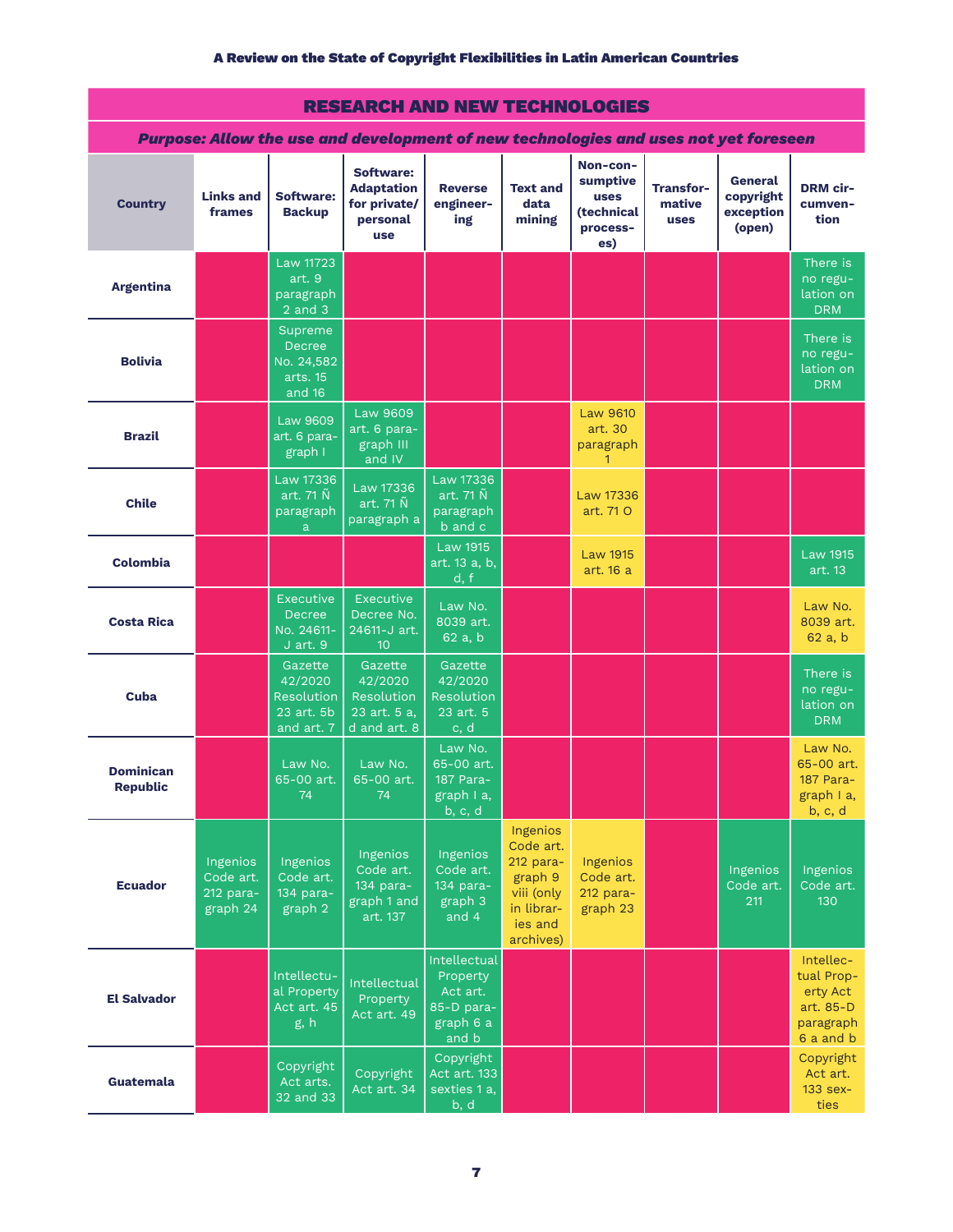## RESEARCH AND NEW TECHNOLOGIES

***Purpose: Allow the use and development of new technologies and uses not yet foreseen***

| Country | Links and frames | Software: Backup | Software: Adaptation for private/ personal use | Reverse engineering | Text and data mining | Non-consumptive uses (technical processes) | Transformative uses | General copyright exception (open) | DRM circumvention |
|---|---|---|---|---|---|---|---|---|---|
| Argentina | | Law 11723 art. 9 paragraph 2 and 3 | | | | | | | There is no regulation on DRM |
| Bolivia | | Supreme Decree No. 24,582 arts. 15 and 16 | | | | | | | There is no regulation on DRM |
| Brazil | | Law 9609 art. 6 paragraph I | Law 9609 art. 6 paragraph III and IV | | | Law 9610 art. 30 paragraph 1 | | | |
| Chile | | Law 17336 art. 71 Ñ paragraph a | Law 17336 art. 71 Ñ paragraph a | Law 17336 art. 71 Ñ paragraph b and c | | Law 17336 art. 71 O | | | |
| Colombia | | | | Law 1915 art. 13 a, b, d, f | | Law 1915 art. 16 a | | | Law 1915 art. 13 |
| Costa Rica | | Executive Decree No. 24611-J art. 9 | Executive Decree No. 24611-J art. 10 | Law No. 8039 art. 62 a, b | | | | | Law No. 8039 art. 62 a, b |
| Cuba | | Gazette 42/2020 Resolution 23 art. 5b and art. 7 | Gazette 42/2020 Resolution 23 art. 5 a, d and art. 8 | Gazette 42/2020 Resolution 23 art. 5 c, d | | | | | There is no regulation on DRM |
| Dominican Republic | | Law No. 65-00 art. 74 | Law No. 65-00 art. 74 | Law No. 65-00 art. 187 Paragraph I a, b, c, d | | | | | Law No. 65-00 art. 187 Paragraph I a, b, c, d |
| Ecuador | Ingenios Code art. 212 paragraph 24 | Ingenios Code art. 134 paragraph 2 | Ingenios Code art. 134 paragraph 1 and art. 137 | Ingenios Code art. 134 paragraph 3 and 4 | Ingenios Code art. 212 paragraph 9 viii (only in libraries and archives) | Ingenios Code art. 212 paragraph 23 | | Ingenios Code art. 211 | Ingenios Code art. 130 |
| El Salvador | | Intellectual Property Act art. 45 g, h | Intellectual Property Act art. 49 | Intellectual Property Act art. 85-D paragraph 6 a and b | | | | | Intellectual Property Act art. 85-D paragraph 6 a and b |
| Guatemala | | Copyright Act arts. 32 and 33 | Copyright Act art. 34 | Copyright Act art. 133 sexties 1 a, b, d | | | | | Copyright Act art. 133 sexties |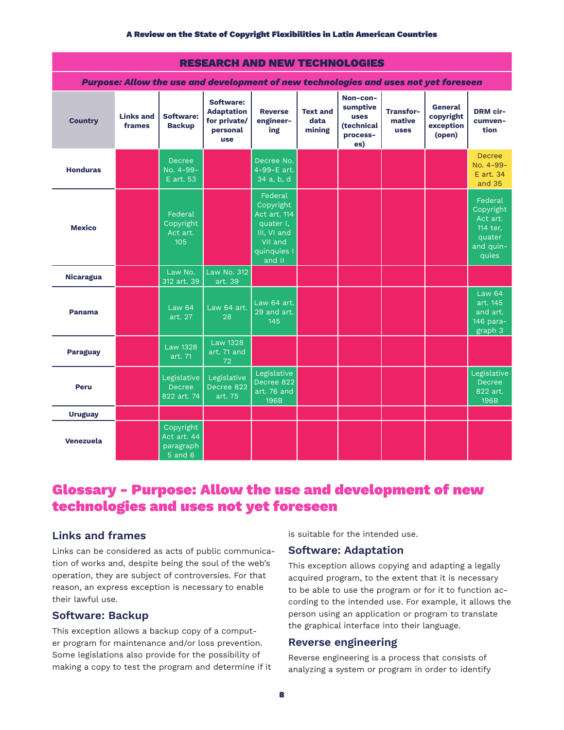## RESEARCH AND NEW TECHNOLOGIES

***Purpose: Allow the use and development of new technologies and uses not yet foreseen***

| Country | Links and frames | Software: Backup | Software: Adaptation for private/ personal use | Reverse engineering | Text and data mining | Non-consumptive uses (technical processes) | Transformative uses | General copyright exception (open) | DRM circumvention |
|---|---|---|---|---|---|---|---|---|---|
| Honduras | | Decree No. 4-99-E art. 53 | | Decree No. 4-99-E art. 34 a, b, d | | | | | Decree No. 4-99-E art. 34 and 35 |
| Mexico | | Federal Copyright Act art. 105 | | Federal Copyright Act art. 114 quater I, III, VI and VII and quinquies I and II | | | | | Federal Copyright Act art. 114 ter, quater and quinquies |
| Nicaragua | | Law No. 312 art. 39 | Law No. 312 art. 39 | | | | | | |
| Panama | | Law 64 art. 27 | Law 64 art. 28 | Law 64 art. 29 and art. 145 | | | | | Law 64 art. 145 and art. 146 paragraph 3 |
| Paraguay | | Law 1328 art. 71 | Law 1328 art. 71 and 72 | | | | | | |
| Peru | | Legislative Decree 822 art. 74 | Legislative Decree 822 art. 75 | Legislative Decree 822 art. 76 and 196B | | | | | Legislative Decree 822 art. 196B |
| Uruguay | | | | | | | | | |
| Venezuela | | Copyright Act art. 44 paragraph 5 and 6 | | | | | | | |

# Glossary - Purpose: Allow the use and development of new technologies and uses not yet foreseen

### Links and frames

Links can be considered as acts of public communication of works and, despite being the soul of the web's operation, they are subject of controversies. For that reason, an express exception is necessary to enable their lawful use.

### Software: Backup

This exception allows a backup copy of a computer program for maintenance and/or loss prevention. Some legislations also provide for the possibility of making a copy to test the program and determine if it is suitable for the intended use.

### Software: Adaptation

This exception allows copying and adapting a legally acquired program, to the extent that it is necessary to be able to use the program or for it to function according to the intended use. For example, it allows the person using an application or program to translate the graphical interface into their language.

### Reverse engineering

Reverse engineering is a process that consists of analyzing a system or program in order to identify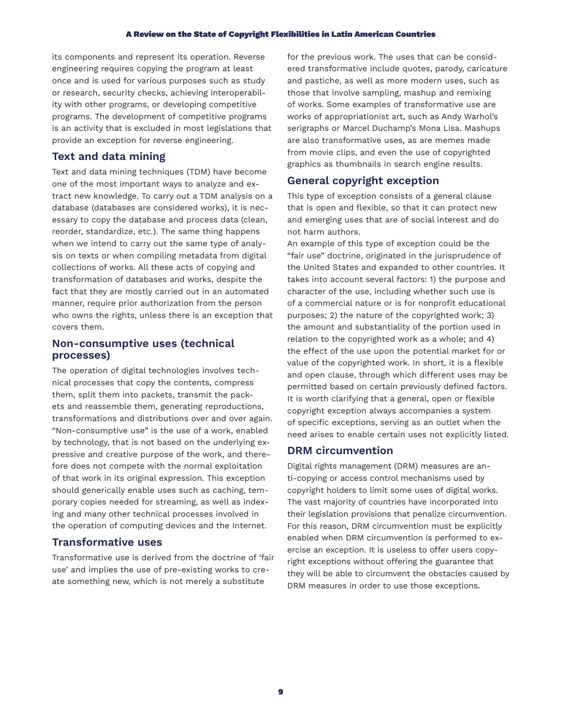its components and represent its operation. Reverse engineering requires copying the program at least once and is used for various purposes such as study or research, security checks, achieving interoperability with other programs, or developing competitive programs. The development of competitive programs is an activity that is excluded in most legislations that provide an exception for reverse engineering.

## Text and data mining

Text and data mining techniques (TDM) have become one of the most important ways to analyze and extract new knowledge. To carry out a TDM analysis on a database (databases are considered works), it is necessary to copy the database and process data (clean, reorder, standardize, etc.). The same thing happens when we intend to carry out the same type of analysis on texts or when compiling metadata from digital collections of works. All these acts of copying and transformation of databases and works, despite the fact that they are mostly carried out in an automated manner, require prior authorization from the person who owns the rights, unless there is an exception that covers them.

## Non-consumptive uses (technical processes)

The operation of digital technologies involves technical processes that copy the contents, compress them, split them into packets, transmit the packets and reassemble them, generating reproductions, transformations and distributions over and over again. "Non-consumptive use" is the use of a work, enabled by technology, that is not based on the underlying expressive and creative purpose of the work, and therefore does not compete with the normal exploitation of that work in its original expression. This exception should generically enable uses such as caching, temporary copies needed for streaming, as well as indexing and many other technical processes involved in the operation of computing devices and the Internet.

## Transformative uses

Transformative use is derived from the doctrine of 'fair use' and implies the use of pre-existing works to create something new, which is not merely a substitute for the previous work. The uses that can be considered transformative include quotes, parody, caricature and pastiche, as well as more modern uses, such as those that involve sampling, mashup and remixing of works. Some examples of transformative use are works of appropriationist art, such as Andy Warhol's serigraphs or Marcel Duchamp's Mona Lisa. Mashups are also transformative uses, as are memes made from movie clips, and even the use of copyrighted graphics as thumbnails in search engine results.

## General copyright exception

This type of exception consists of a general clause that is open and flexible, so that it can protect new and emerging uses that are of social interest and do not harm authors.

An example of this type of exception could be the "fair use" doctrine, originated in the jurisprudence of the United States and expanded to other countries. It takes into account several factors: 1) the purpose and character of the use, including whether such use is of a commercial nature or is for nonprofit educational purposes; 2) the nature of the copyrighted work; 3) the amount and substantiality of the portion used in relation to the copyrighted work as a whole; and 4) the effect of the use upon the potential market for or value of the copyrighted work. In short, it is a flexible and open clause, through which different uses may be permitted based on certain previously defined factors. It is worth clarifying that a general, open or flexible copyright exception always accompanies a system of specific exceptions, serving as an outlet when the need arises to enable certain uses not explicitly listed.

## DRM circumvention

Digital rights management (DRM) measures are anti-copying or access control mechanisms used by copyright holders to limit some uses of digital works. The vast majority of countries have incorporated into their legislation provisions that penalize circumvention. For this reason, DRM circumvention must be explicitly enabled when DRM circumvention is performed to exercise an exception. It is useless to offer users copyright exceptions without offering the guarantee that they will be able to circumvent the obstacles caused by DRM measures in order to use those exceptions.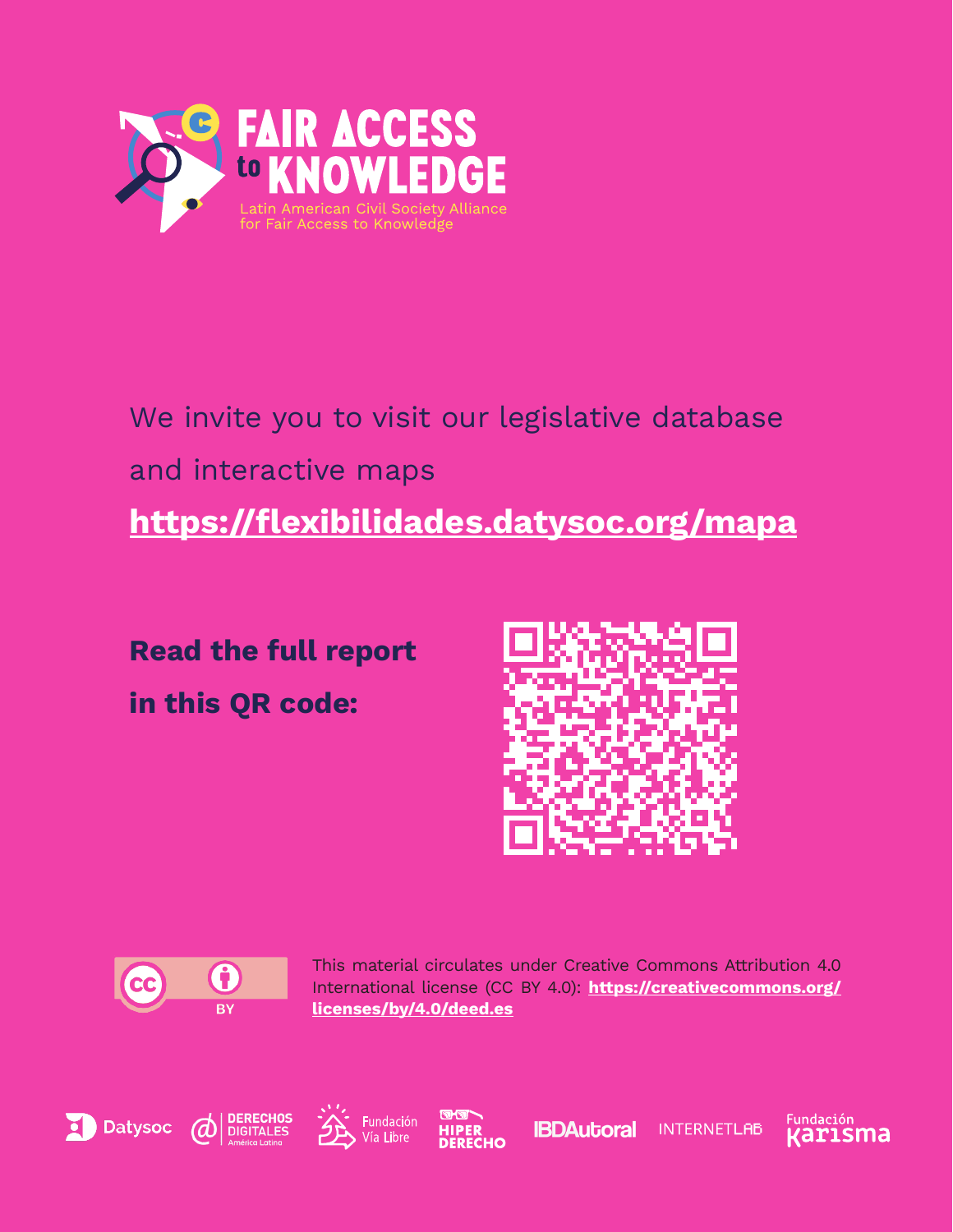# FAIR ACCESS to KNOWLEDGE

Latin American Civil Society Alliance for Fair Access to Knowledge

We invite you to visit our legislative database and interactive maps

**https://flexibilidades.datysoc.org/mapa**

**Read the full report in this QR code:**

This material circulates under Creative Commons Attribution 4.0 International license (CC BY 4.0): **https://creativecommons.org/licenses/by/4.0/deed.es**

Datysoc · Derechos Digitales América Latina · Fundación Vía Libre · Hiper Derecho · IBDAutoral · InternetLab · Fundación Karisma